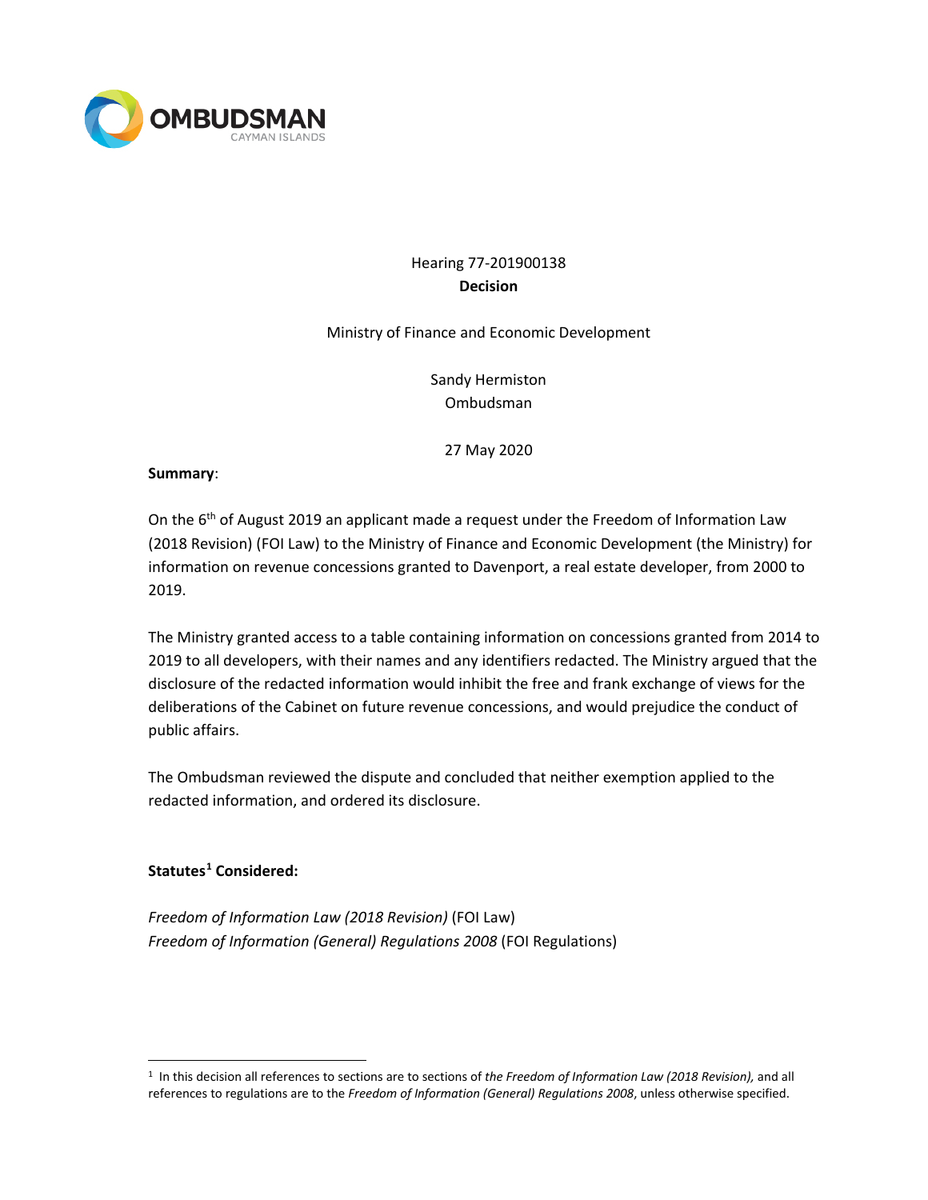OMBUDSMAN
CAYMAN ISLANDS

Hearing 77-201900138

**Decision**

Ministry of Finance and Economic Development

Sandy Hermiston
Ombudsman

27 May 2020

**Summary**:

On the 6th of August 2019 an applicant made a request under the Freedom of Information Law (2018 Revision) (FOI Law) to the Ministry of Finance and Economic Development (the Ministry) for information on revenue concessions granted to Davenport, a real estate developer, from 2000 to 2019.

The Ministry granted access to a table containing information on concessions granted from 2014 to 2019 to all developers, with their names and any identifiers redacted. The Ministry argued that the disclosure of the redacted information would inhibit the free and frank exchange of views for the deliberations of the Cabinet on future revenue concessions, and would prejudice the conduct of public affairs.

The Ombudsman reviewed the dispute and concluded that neither exemption applied to the redacted information, and ordered its disclosure.

**Statutes[1] Considered:**

*Freedom of Information Law (2018 Revision)* (FOI Law)
*Freedom of Information (General) Regulations 2008* (FOI Regulations)

[1] In this decision all references to sections are to sections of *the Freedom of Information Law (2018 Revision),* and all references to regulations are to the *Freedom of Information (General) Regulations 2008*, unless otherwise specified.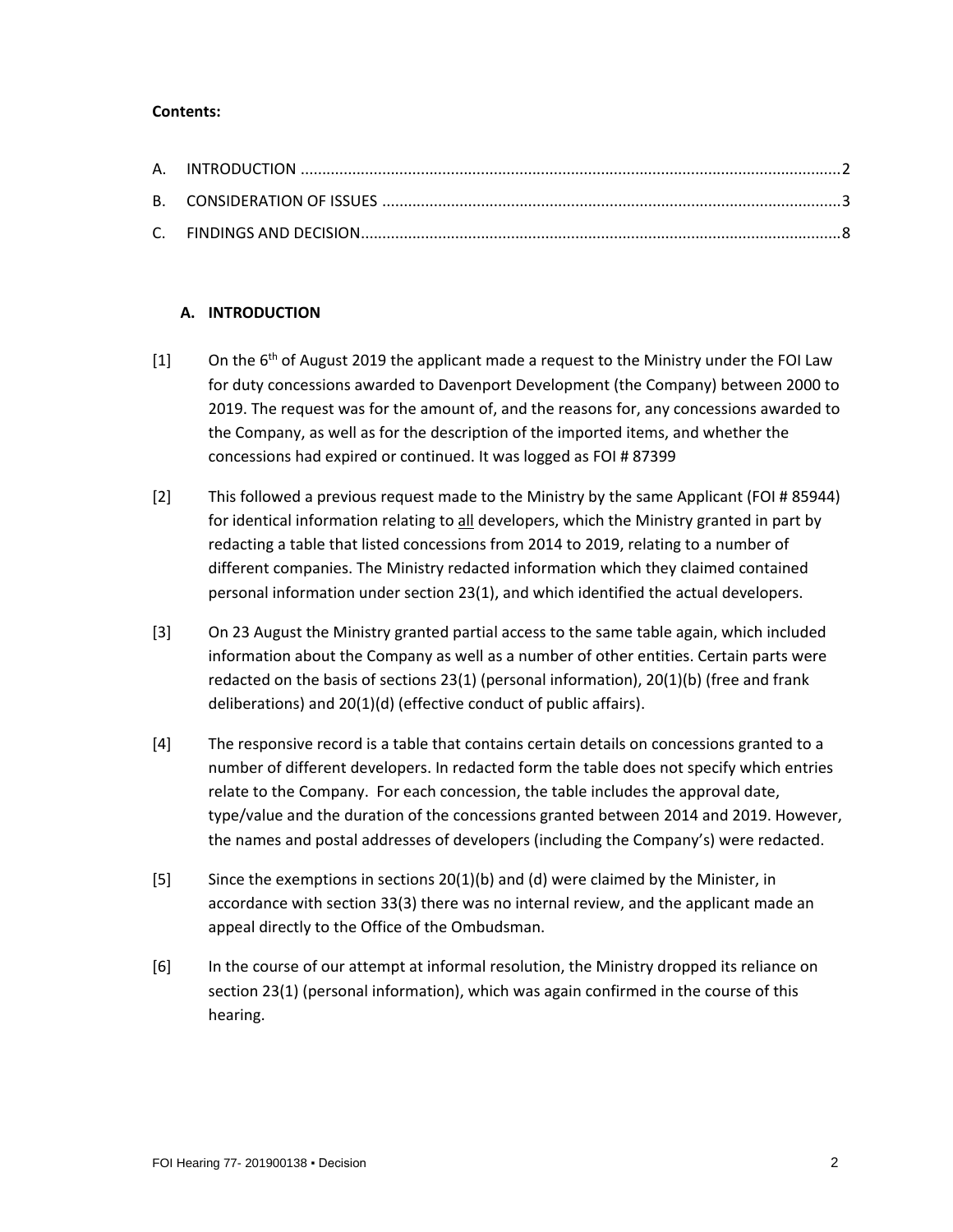**Contents:**

A. INTRODUCTION ....................................................................................................................... 2

B. CONSIDERATION OF ISSUES ................................................................................................. 3

C. FINDINGS AND DECISION...................................................................................................... 8

## A. INTRODUCTION

[1] On the 6th of August 2019 the applicant made a request to the Ministry under the FOI Law for duty concessions awarded to Davenport Development (the Company) between 2000 to 2019. The request was for the amount of, and the reasons for, any concessions awarded to the Company, as well as for the description of the imported items, and whether the concessions had expired or continued. It was logged as FOI # 87399

[2] This followed a previous request made to the Ministry by the same Applicant (FOI # 85944) for identical information relating to <u>all</u> developers, which the Ministry granted in part by redacting a table that listed concessions from 2014 to 2019, relating to a number of different companies. The Ministry redacted information which they claimed contained personal information under section 23(1), and which identified the actual developers.

[3] On 23 August the Ministry granted partial access to the same table again, which included information about the Company as well as a number of other entities. Certain parts were redacted on the basis of sections 23(1) (personal information), 20(1)(b) (free and frank deliberations) and 20(1)(d) (effective conduct of public affairs).

[4] The responsive record is a table that contains certain details on concessions granted to a number of different developers. In redacted form the table does not specify which entries relate to the Company. For each concession, the table includes the approval date, type/value and the duration of the concessions granted between 2014 and 2019. However, the names and postal addresses of developers (including the Company's) were redacted.

[5] Since the exemptions in sections 20(1)(b) and (d) were claimed by the Minister, in accordance with section 33(3) there was no internal review, and the applicant made an appeal directly to the Office of the Ombudsman.

[6] In the course of our attempt at informal resolution, the Ministry dropped its reliance on section 23(1) (personal information), which was again confirmed in the course of this hearing.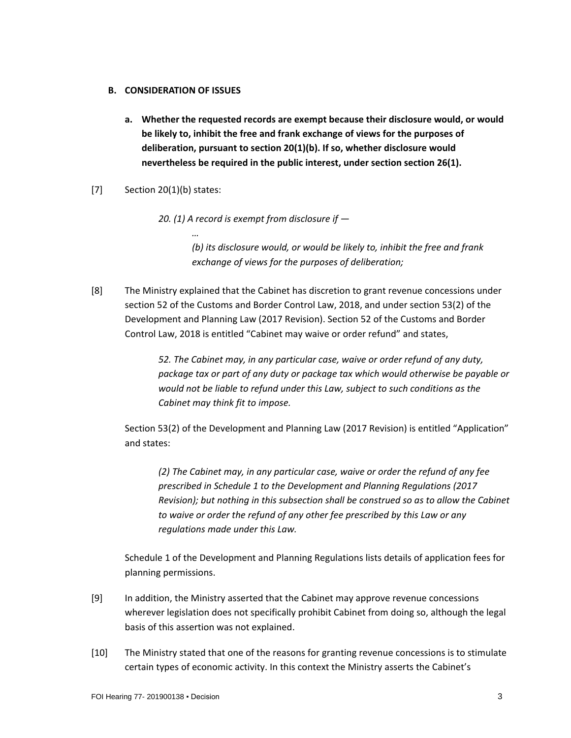## B. CONSIDERATION OF ISSUES

**a. Whether the requested records are exempt because their disclosure would, or would be likely to, inhibit the free and frank exchange of views for the purposes of deliberation, pursuant to section 20(1)(b). If so, whether disclosure would nevertheless be required in the public interest, under section section 26(1).**

[7] Section 20(1)(b) states:

> *20. (1) A record is exempt from disclosure if —*
>
> *…*
>
> *(b) its disclosure would, or would be likely to, inhibit the free and frank exchange of views for the purposes of deliberation;*

[8] The Ministry explained that the Cabinet has discretion to grant revenue concessions under section 52 of the Customs and Border Control Law, 2018, and under section 53(2) of the Development and Planning Law (2017 Revision). Section 52 of the Customs and Border Control Law, 2018 is entitled "Cabinet may waive or order refund" and states,

> *52. The Cabinet may, in any particular case, waive or order refund of any duty, package tax or part of any duty or package tax which would otherwise be payable or would not be liable to refund under this Law, subject to such conditions as the Cabinet may think fit to impose.*

Section 53(2) of the Development and Planning Law (2017 Revision) is entitled "Application" and states:

> *(2) The Cabinet may, in any particular case, waive or order the refund of any fee prescribed in Schedule 1 to the Development and Planning Regulations (2017 Revision); but nothing in this subsection shall be construed so as to allow the Cabinet to waive or order the refund of any other fee prescribed by this Law or any regulations made under this Law.*

Schedule 1 of the Development and Planning Regulations lists details of application fees for planning permissions.

[9] In addition, the Ministry asserted that the Cabinet may approve revenue concessions wherever legislation does not specifically prohibit Cabinet from doing so, although the legal basis of this assertion was not explained.

[10] The Ministry stated that one of the reasons for granting revenue concessions is to stimulate certain types of economic activity. In this context the Ministry asserts the Cabinet's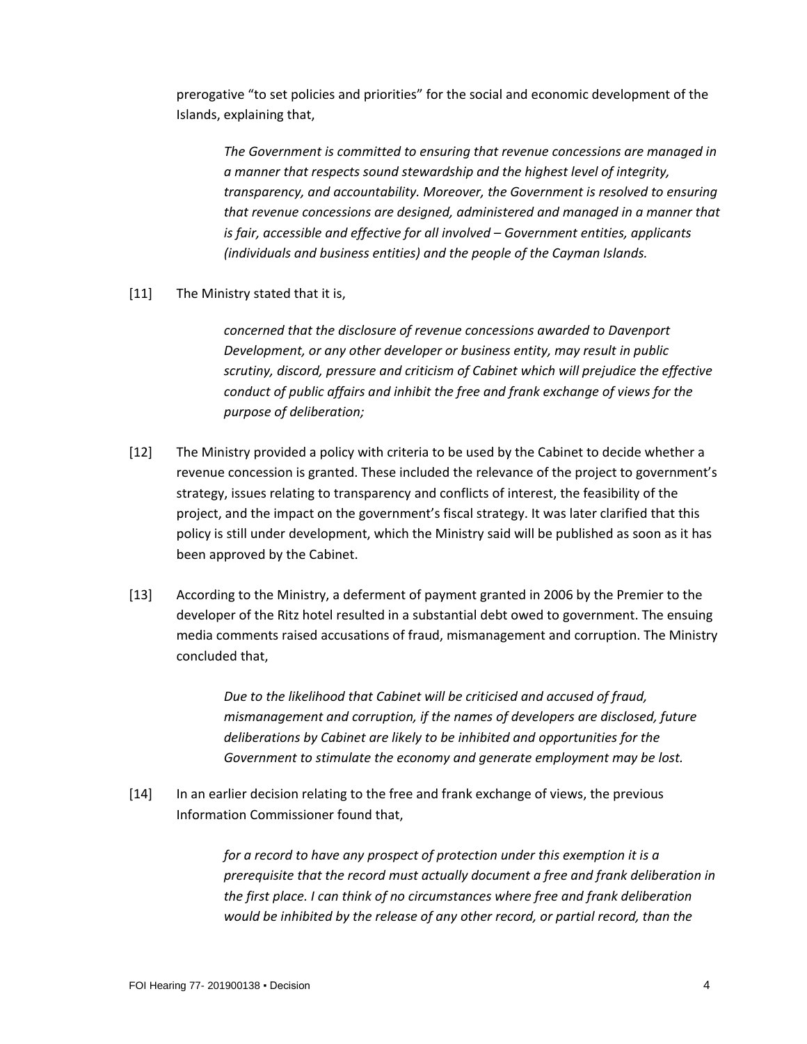prerogative "to set policies and priorities" for the social and economic development of the Islands, explaining that,

> *The Government is committed to ensuring that revenue concessions are managed in a manner that respects sound stewardship and the highest level of integrity, transparency, and accountability. Moreover, the Government is resolved to ensuring that revenue concessions are designed, administered and managed in a manner that is fair, accessible and effective for all involved – Government entities, applicants (individuals and business entities) and the people of the Cayman Islands.*

[11] The Ministry stated that it is,

> *concerned that the disclosure of revenue concessions awarded to Davenport Development, or any other developer or business entity, may result in public scrutiny, discord, pressure and criticism of Cabinet which will prejudice the effective conduct of public affairs and inhibit the free and frank exchange of views for the purpose of deliberation;*

[12] The Ministry provided a policy with criteria to be used by the Cabinet to decide whether a revenue concession is granted. These included the relevance of the project to government's strategy, issues relating to transparency and conflicts of interest, the feasibility of the project, and the impact on the government's fiscal strategy. It was later clarified that this policy is still under development, which the Ministry said will be published as soon as it has been approved by the Cabinet.

[13] According to the Ministry, a deferment of payment granted in 2006 by the Premier to the developer of the Ritz hotel resulted in a substantial debt owed to government. The ensuing media comments raised accusations of fraud, mismanagement and corruption. The Ministry concluded that,

> *Due to the likelihood that Cabinet will be criticised and accused of fraud, mismanagement and corruption, if the names of developers are disclosed, future deliberations by Cabinet are likely to be inhibited and opportunities for the Government to stimulate the economy and generate employment may be lost.*

[14] In an earlier decision relating to the free and frank exchange of views, the previous Information Commissioner found that,

> *for a record to have any prospect of protection under this exemption it is a prerequisite that the record must actually document a free and frank deliberation in the first place. I can think of no circumstances where free and frank deliberation would be inhibited by the release of any other record, or partial record, than the*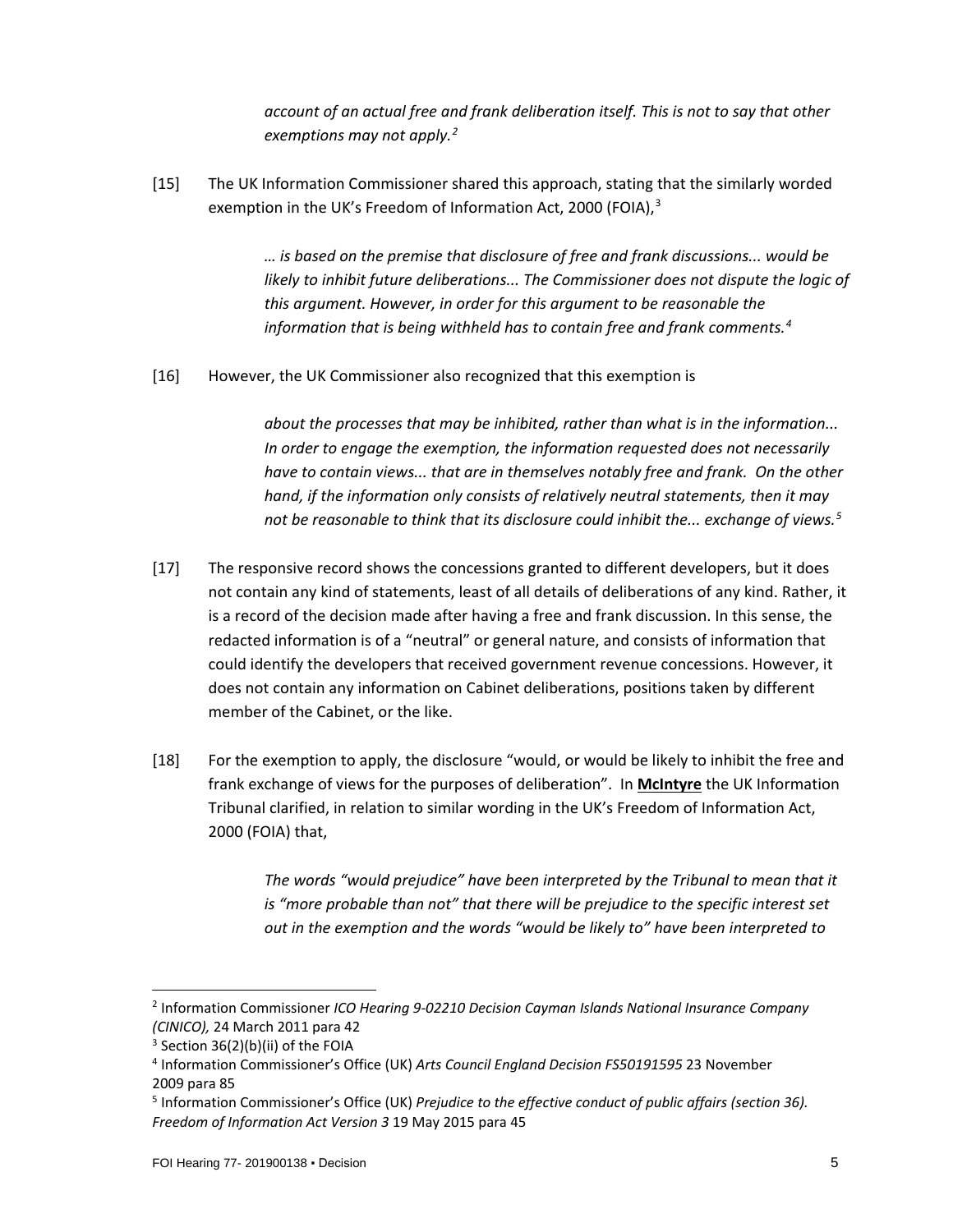*account of an actual free and frank deliberation itself. This is not to say that other exemptions may not apply.*[2]

[15] The UK Information Commissioner shared this approach, stating that the similarly worded exemption in the UK's Freedom of Information Act, 2000 (FOIA),[3]

> *… is based on the premise that disclosure of free and frank discussions... would be likely to inhibit future deliberations... The Commissioner does not dispute the logic of this argument. However, in order for this argument to be reasonable the information that is being withheld has to contain free and frank comments.*[4]

[16] However, the UK Commissioner also recognized that this exemption is

> *about the processes that may be inhibited, rather than what is in the information... In order to engage the exemption, the information requested does not necessarily have to contain views... that are in themselves notably free and frank. On the other hand, if the information only consists of relatively neutral statements, then it may not be reasonable to think that its disclosure could inhibit the... exchange of views.*[5]

[17] The responsive record shows the concessions granted to different developers, but it does not contain any kind of statements, least of all details of deliberations of any kind. Rather, it is a record of the decision made after having a free and frank discussion. In this sense, the redacted information is of a "neutral" or general nature, and consists of information that could identify the developers that received government revenue concessions. However, it does not contain any information on Cabinet deliberations, positions taken by different member of the Cabinet, or the like.

[18] For the exemption to apply, the disclosure "would, or would be likely to inhibit the free and frank exchange of views for the purposes of deliberation". In **McIntyre** the UK Information Tribunal clarified, in relation to similar wording in the UK's Freedom of Information Act, 2000 (FOIA) that,

> *The words "would prejudice" have been interpreted by the Tribunal to mean that it is "more probable than not" that there will be prejudice to the specific interest set out in the exemption and the words "would be likely to" have been interpreted to*

---

[2] Information Commissioner *ICO Hearing 9-02210 Decision Cayman Islands National Insurance Company (CINICO),* 24 March 2011 para 42

[3] Section 36(2)(b)(ii) of the FOIA

[4] Information Commissioner's Office (UK) *Arts Council England Decision FS50191595* 23 November 2009 para 85

[5] Information Commissioner's Office (UK) *Prejudice to the effective conduct of public affairs (section 36). Freedom of Information Act Version 3* 19 May 2015 para 45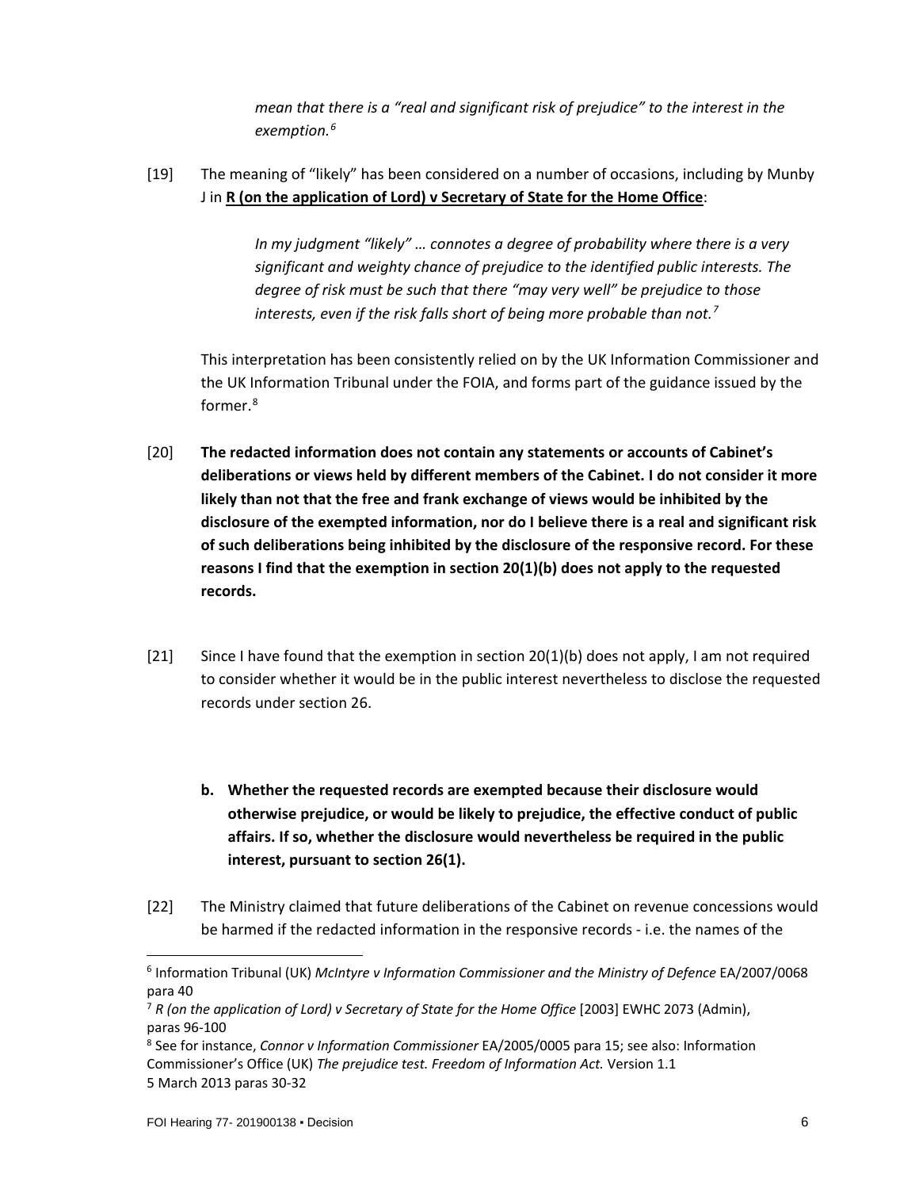> *mean that there is a "real and significant risk of prejudice" to the interest in the exemption.*[6]

[19] The meaning of "likely" has been considered on a number of occasions, including by Munby J in **R (on the application of Lord) v Secretary of State for the Home Office**:

> *In my judgment "likely" … connotes a degree of probability where there is a very significant and weighty chance of prejudice to the identified public interests. The degree of risk must be such that there "may very well" be prejudice to those interests, even if the risk falls short of being more probable than not.*[7]

This interpretation has been consistently relied on by the UK Information Commissioner and the UK Information Tribunal under the FOIA, and forms part of the guidance issued by the former.[8]

[20] **The redacted information does not contain any statements or accounts of Cabinet's deliberations or views held by different members of the Cabinet. I do not consider it more likely than not that the free and frank exchange of views would be inhibited by the disclosure of the exempted information, nor do I believe there is a real and significant risk of such deliberations being inhibited by the disclosure of the responsive record. For these reasons I find that the exemption in section 20(1)(b) does not apply to the requested records.**

[21] Since I have found that the exemption in section 20(1)(b) does not apply, I am not required to consider whether it would be in the public interest nevertheless to disclose the requested records under section 26.

**b. Whether the requested records are exempted because their disclosure would otherwise prejudice, or would be likely to prejudice, the effective conduct of public affairs. If so, whether the disclosure would nevertheless be required in the public interest, pursuant to section 26(1).**

[22] The Ministry claimed that future deliberations of the Cabinet on revenue concessions would be harmed if the redacted information in the responsive records - i.e. the names of the

---

[6] Information Tribunal (UK) *McIntyre v Information Commissioner and the Ministry of Defence* EA/2007/0068 para 40

[7] *R (on the application of Lord) v Secretary of State for the Home Office* [2003] EWHC 2073 (Admin), paras 96-100

[8] See for instance, *Connor v Information Commissioner* EA/2005/0005 para 15; see also: Information Commissioner's Office (UK) *The prejudice test. Freedom of Information Act.* Version 1.1 5 March 2013 paras 30-32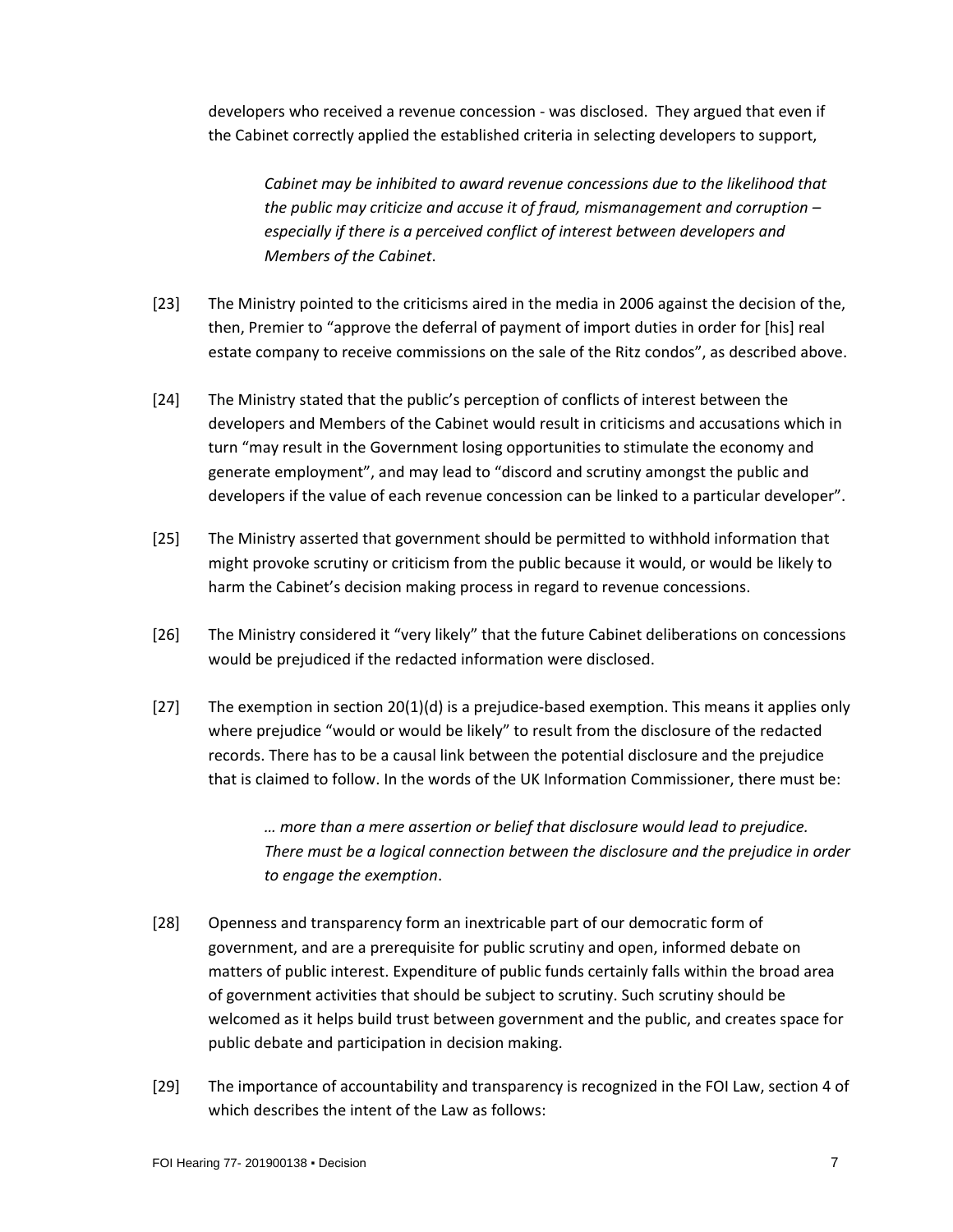developers who received a revenue concession - was disclosed. They argued that even if the Cabinet correctly applied the established criteria in selecting developers to support,

> *Cabinet may be inhibited to award revenue concessions due to the likelihood that the public may criticize and accuse it of fraud, mismanagement and corruption – especially if there is a perceived conflict of interest between developers and Members of the Cabinet*.

[23] The Ministry pointed to the criticisms aired in the media in 2006 against the decision of the, then, Premier to "approve the deferral of payment of import duties in order for [his] real estate company to receive commissions on the sale of the Ritz condos", as described above.

[24] The Ministry stated that the public's perception of conflicts of interest between the developers and Members of the Cabinet would result in criticisms and accusations which in turn "may result in the Government losing opportunities to stimulate the economy and generate employment", and may lead to "discord and scrutiny amongst the public and developers if the value of each revenue concession can be linked to a particular developer".

[25] The Ministry asserted that government should be permitted to withhold information that might provoke scrutiny or criticism from the public because it would, or would be likely to harm the Cabinet's decision making process in regard to revenue concessions.

[26] The Ministry considered it "very likely" that the future Cabinet deliberations on concessions would be prejudiced if the redacted information were disclosed.

[27] The exemption in section 20(1)(d) is a prejudice-based exemption. This means it applies only where prejudice "would or would be likely" to result from the disclosure of the redacted records. There has to be a causal link between the potential disclosure and the prejudice that is claimed to follow. In the words of the UK Information Commissioner, there must be:

> *… more than a mere assertion or belief that disclosure would lead to prejudice. There must be a logical connection between the disclosure and the prejudice in order to engage the exemption*.

[28] Openness and transparency form an inextricable part of our democratic form of government, and are a prerequisite for public scrutiny and open, informed debate on matters of public interest. Expenditure of public funds certainly falls within the broad area of government activities that should be subject to scrutiny. Such scrutiny should be welcomed as it helps build trust between government and the public, and creates space for public debate and participation in decision making.

[29] The importance of accountability and transparency is recognized in the FOI Law, section 4 of which describes the intent of the Law as follows: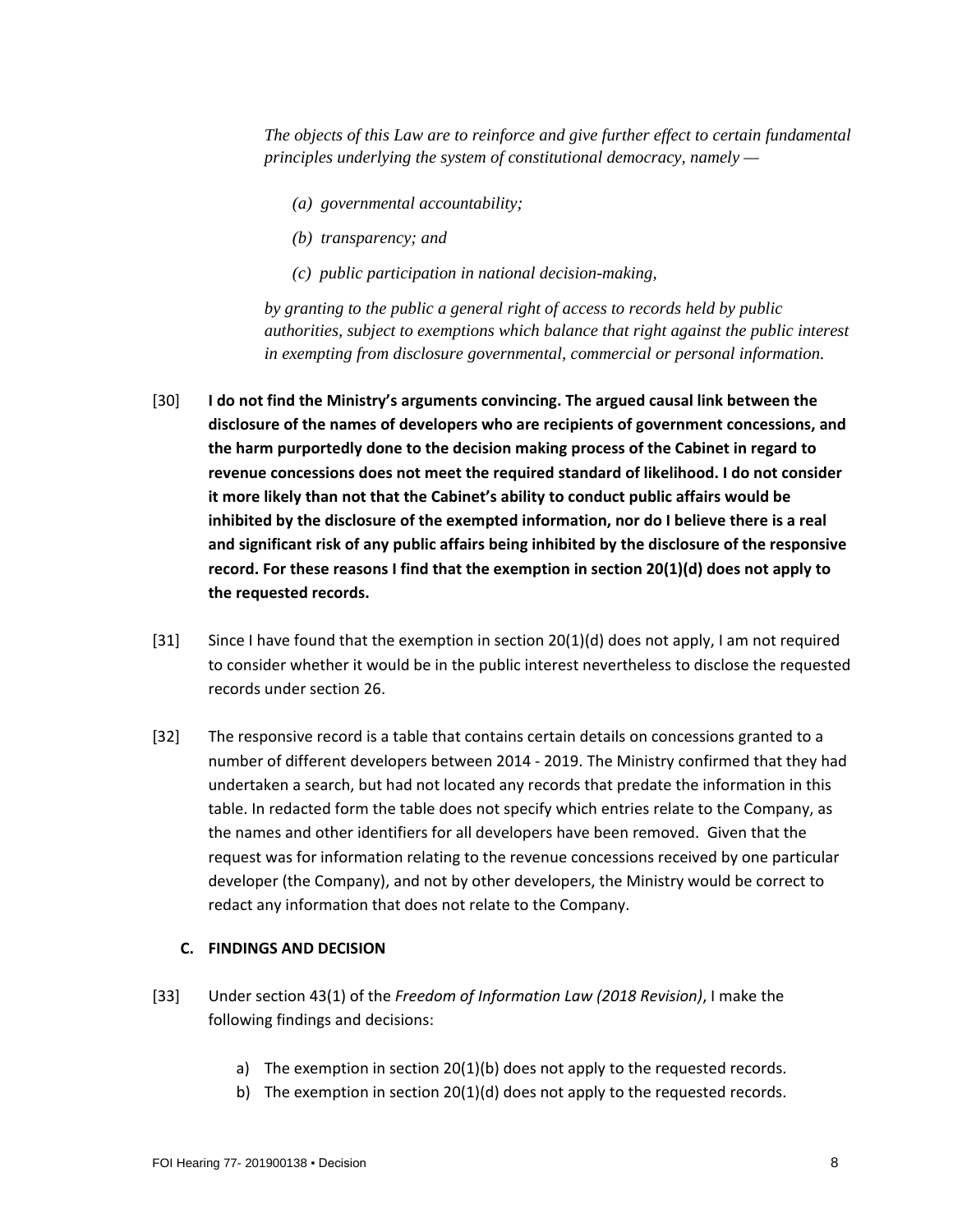> *The objects of this Law are to reinforce and give further effect to certain fundamental principles underlying the system of constitutional democracy, namely —*
>
> *(a) governmental accountability;*
>
> *(b) transparency; and*
>
> *(c) public participation in national decision-making,*
>
> *by granting to the public a general right of access to records held by public authorities, subject to exemptions which balance that right against the public interest in exempting from disclosure governmental, commercial or personal information.*

[30] **I do not find the Ministry's arguments convincing. The argued causal link between the disclosure of the names of developers who are recipients of government concessions, and the harm purportedly done to the decision making process of the Cabinet in regard to revenue concessions does not meet the required standard of likelihood. I do not consider it more likely than not that the Cabinet's ability to conduct public affairs would be inhibited by the disclosure of the exempted information, nor do I believe there is a real and significant risk of any public affairs being inhibited by the disclosure of the responsive record. For these reasons I find that the exemption in section 20(1)(d) does not apply to the requested records.**

[31] Since I have found that the exemption in section 20(1)(d) does not apply, I am not required to consider whether it would be in the public interest nevertheless to disclose the requested records under section 26.

[32] The responsive record is a table that contains certain details on concessions granted to a number of different developers between 2014 - 2019. The Ministry confirmed that they had undertaken a search, but had not located any records that predate the information in this table. In redacted form the table does not specify which entries relate to the Company, as the names and other identifiers for all developers have been removed. Given that the request was for information relating to the revenue concessions received by one particular developer (the Company), and not by other developers, the Ministry would be correct to redact any information that does not relate to the Company.

## C. FINDINGS AND DECISION

[33] Under section 43(1) of the *Freedom of Information Law (2018 Revision)*, I make the following findings and decisions:

a) The exemption in section 20(1)(b) does not apply to the requested records.
b) The exemption in section 20(1)(d) does not apply to the requested records.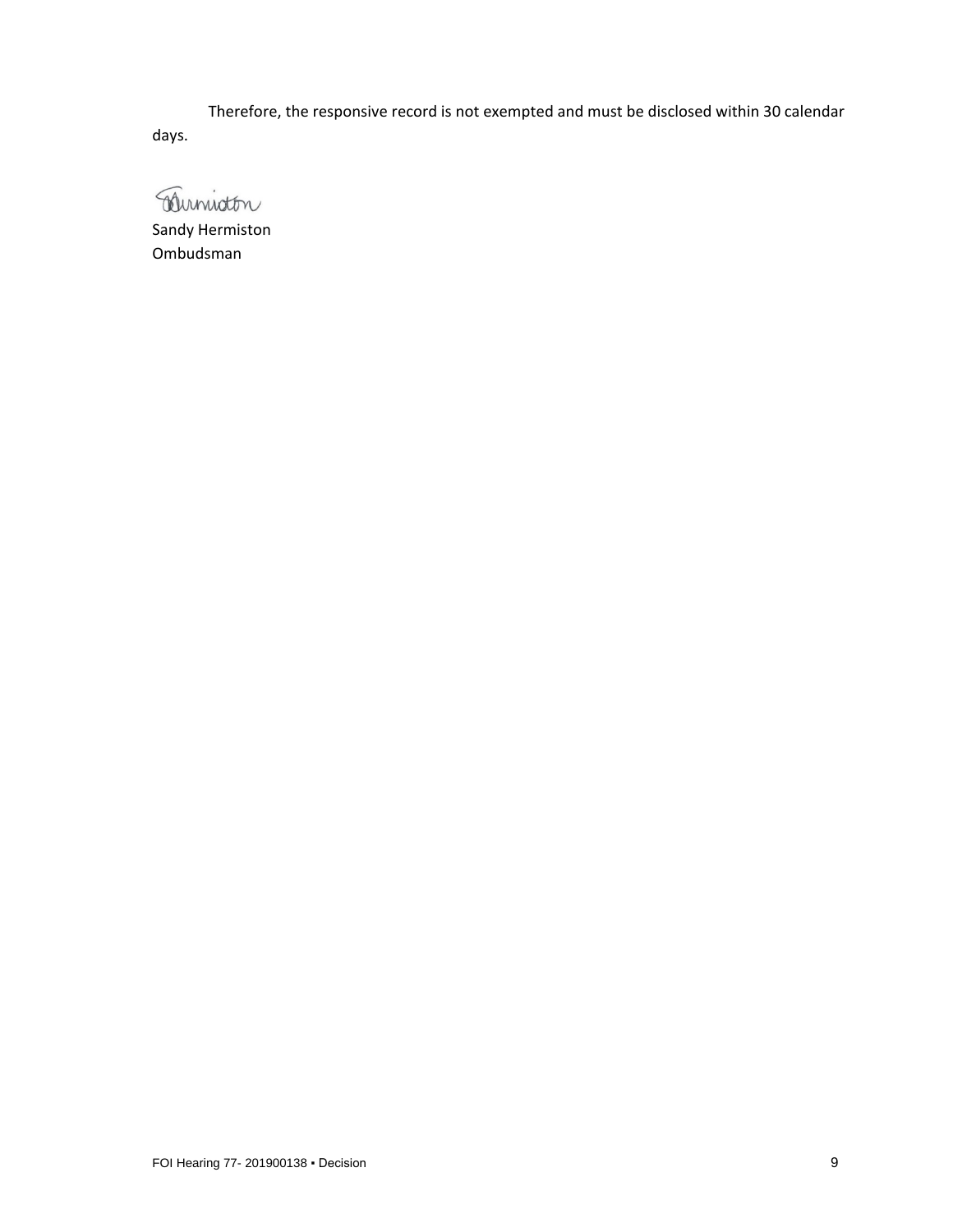Therefore, the responsive record is not exempted and must be disclosed within 30 calendar days.

Sandy Hermiston
Ombudsman